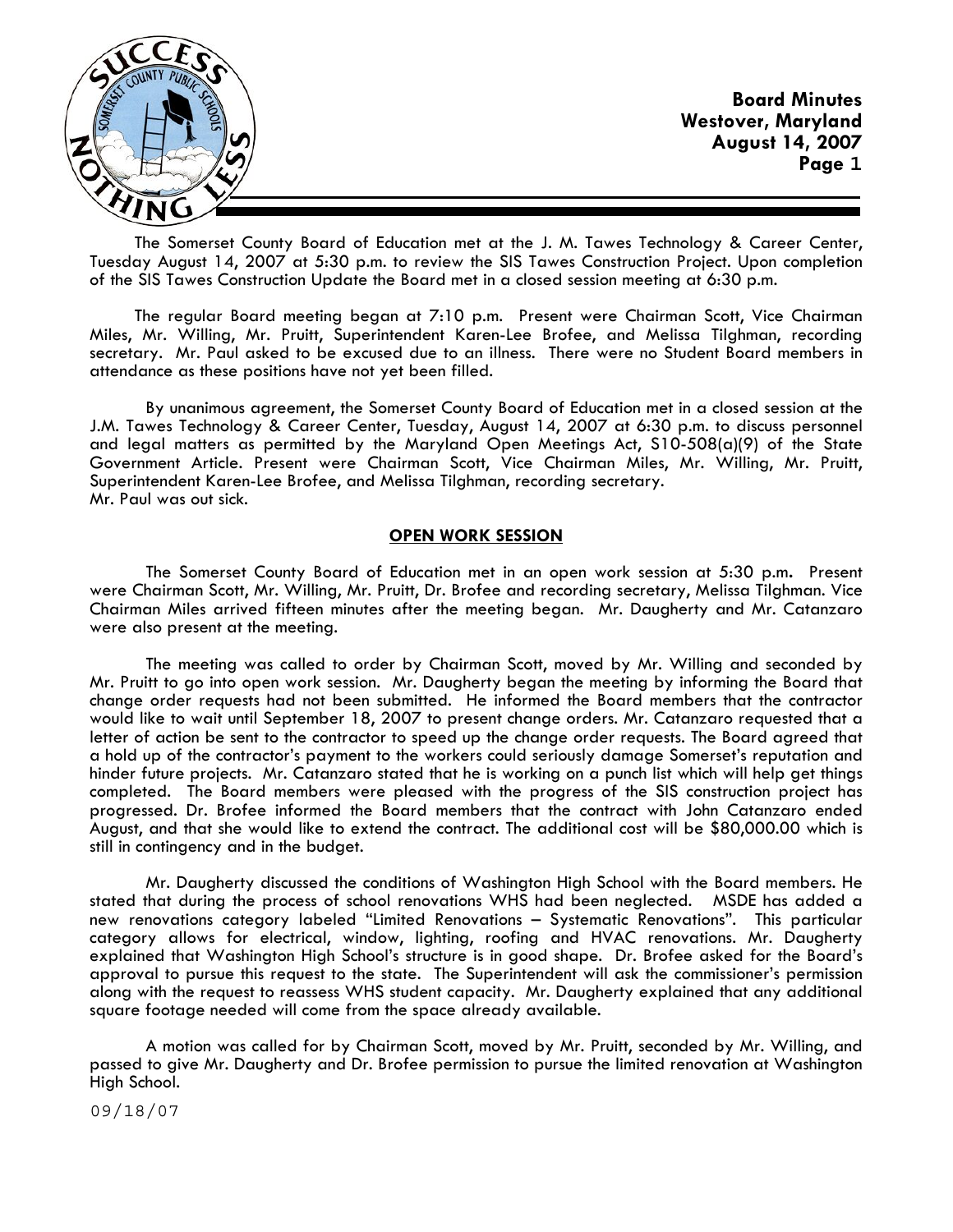The Somerset County Board of Education met at the J. M. Tawes Technology & Career Center, Tuesday August 14, 2007 at 5:30 p.m. to review the SIS Tawes Construction Project. Upon completion of the SIS Tawes Construction Update the Board met in a closed session meeting at 6:30 p.m.

The regular Board meeting began at 7:10 p.m. Present were Chairman Scott, Vice Chairman Miles, Mr. Willing, Mr. Pruitt, Superintendent Karen-Lee Brofee, and Melissa Tilghman, recording secretary. Mr. Paul asked to be excused due to an illness. There were no Student Board members in attendance as these positions have not yet been filled.

By unanimous agreement, the Somerset County Board of Education met in a closed session at the J.M. Tawes Technology & Career Center, Tuesday, August 14, 2007 at 6:30 p.m. to discuss personnel and legal matters as permitted by the Maryland Open Meetings Act, S10-508(a)(9) of the State Government Article. Present were Chairman Scott, Vice Chairman Miles, Mr. Willing, Mr. Pruitt, Superintendent Karen-Lee Brofee, and Melissa Tilghman, recording secretary.
Mr. Paul was out sick.

## OPEN WORK SESSION

The Somerset County Board of Education met in an open work session at 5:30 p.m. Present were Chairman Scott, Mr. Willing, Mr. Pruitt, Dr. Brofee and recording secretary, Melissa Tilghman. Vice Chairman Miles arrived fifteen minutes after the meeting began. Mr. Daugherty and Mr. Catanzaro were also present at the meeting.

The meeting was called to order by Chairman Scott, moved by Mr. Willing and seconded by Mr. Pruitt to go into open work session. Mr. Daugherty began the meeting by informing the Board that change order requests had not been submitted. He informed the Board members that the contractor would like to wait until September 18, 2007 to present change orders. Mr. Catanzaro requested that a letter of action be sent to the contractor to speed up the change order requests. The Board agreed that a hold up of the contractor's payment to the workers could seriously damage Somerset's reputation and hinder future projects. Mr. Catanzaro stated that he is working on a punch list which will help get things completed. The Board members were pleased with the progress of the SIS construction project has progressed. Dr. Brofee informed the Board members that the contract with John Catanzaro ended August, and that she would like to extend the contract. The additional cost will be $80,000.00 which is still in contingency and in the budget.

Mr. Daugherty discussed the conditions of Washington High School with the Board members. He stated that during the process of school renovations WHS had been neglected. MSDE has added a new renovations category labeled "Limited Renovations – Systematic Renovations". This particular category allows for electrical, window, lighting, roofing and HVAC renovations. Mr. Daugherty explained that Washington High School's structure is in good shape. Dr. Brofee asked for the Board's approval to pursue this request to the state. The Superintendent will ask the commissioner's permission along with the request to reassess WHS student capacity. Mr. Daugherty explained that any additional square footage needed will come from the space already available.

A motion was called for by Chairman Scott, moved by Mr. Pruitt, seconded by Mr. Willing, and passed to give Mr. Daugherty and Dr. Brofee permission to pursue the limited renovation at Washington High School.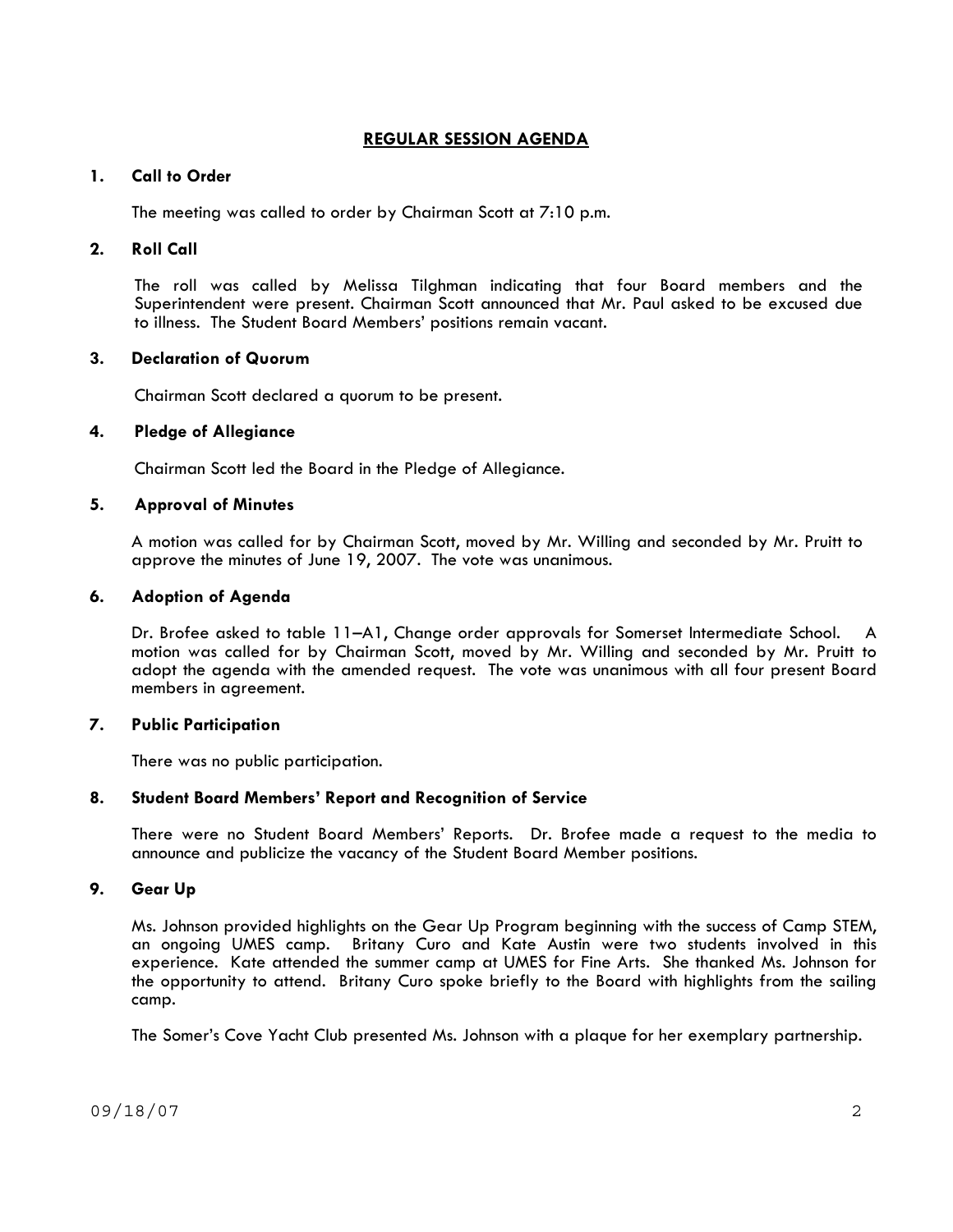# REGULAR SESSION AGENDA

**1. Call to Order**

The meeting was called to order by Chairman Scott at 7:10 p.m.

**2. Roll Call**

The roll was called by Melissa Tilghman indicating that four Board members and the Superintendent were present. Chairman Scott announced that Mr. Paul asked to be excused due to illness. The Student Board Members' positions remain vacant.

**3. Declaration of Quorum**

Chairman Scott declared a quorum to be present.

**4. Pledge of Allegiance**

Chairman Scott led the Board in the Pledge of Allegiance.

**5. Approval of Minutes**

A motion was called for by Chairman Scott, moved by Mr. Willing and seconded by Mr. Pruitt to approve the minutes of June 19, 2007. The vote was unanimous.

**6. Adoption of Agenda**

Dr. Brofee asked to table 11–A1, Change order approvals for Somerset Intermediate School. A motion was called for by Chairman Scott, moved by Mr. Willing and seconded by Mr. Pruitt to adopt the agenda with the amended request. The vote was unanimous with all four present Board members in agreement.

**7. Public Participation**

There was no public participation.

**8. Student Board Members' Report and Recognition of Service**

There were no Student Board Members' Reports. Dr. Brofee made a request to the media to announce and publicize the vacancy of the Student Board Member positions.

**9. Gear Up**

Ms. Johnson provided highlights on the Gear Up Program beginning with the success of Camp STEM, an ongoing UMES camp. Britany Curo and Kate Austin were two students involved in this experience. Kate attended the summer camp at UMES for Fine Arts. She thanked Ms. Johnson for the opportunity to attend. Britany Curo spoke briefly to the Board with highlights from the sailing camp.

The Somer's Cove Yacht Club presented Ms. Johnson with a plaque for her exemplary partnership.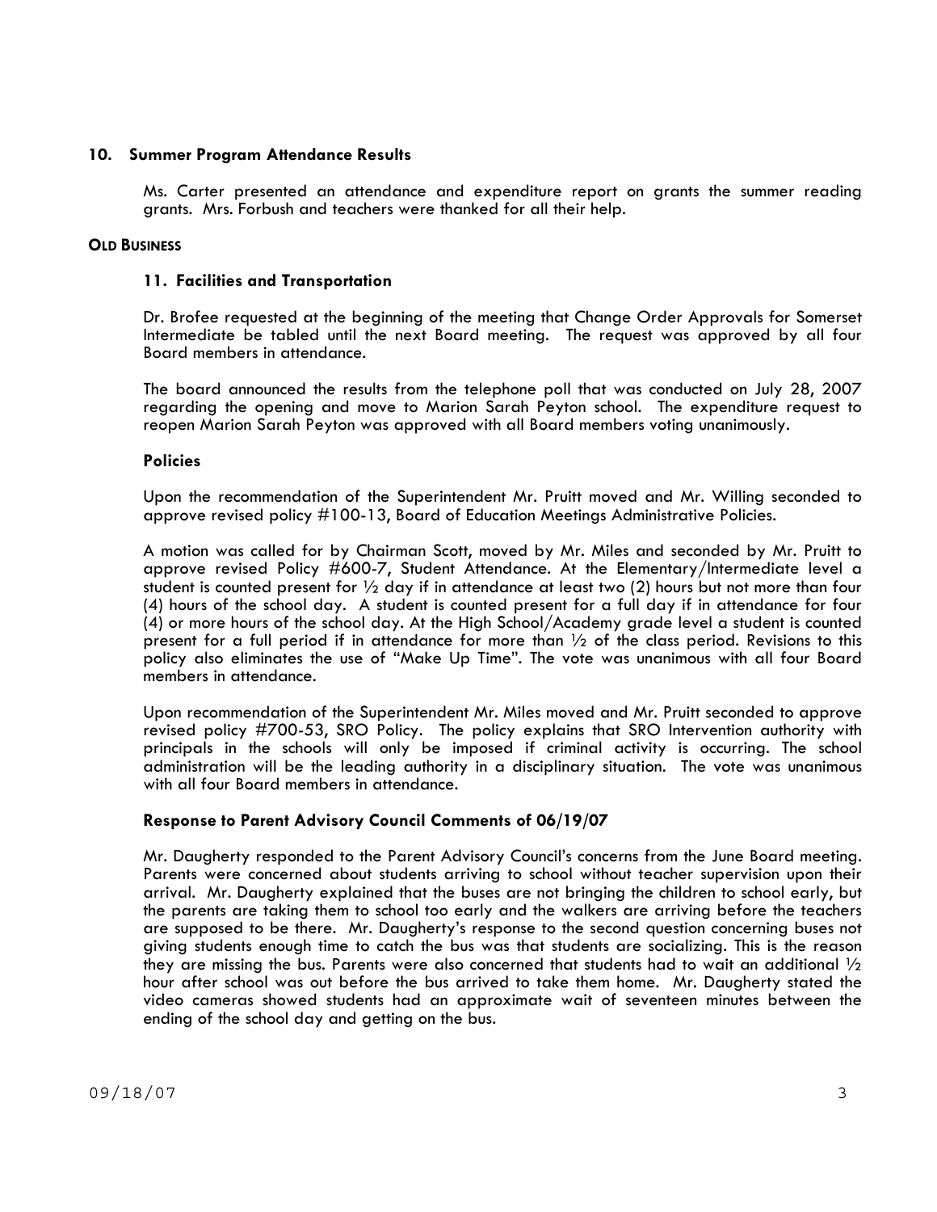### 10. Summer Program Attendance Results

Ms. Carter presented an attendance and expenditure report on grants the summer reading grants. Mrs. Forbush and teachers were thanked for all their help.

## OLD BUSINESS

### 11. Facilities and Transportation

Dr. Brofee requested at the beginning of the meeting that Change Order Approvals for Somerset Intermediate be tabled until the next Board meeting. The request was approved by all four Board members in attendance.

The board announced the results from the telephone poll that was conducted on July 28, 2007 regarding the opening and move to Marion Sarah Peyton school. The expenditure request to reopen Marion Sarah Peyton was approved with all Board members voting unanimously.

### Policies

Upon the recommendation of the Superintendent Mr. Pruitt moved and Mr. Willing seconded to approve revised policy #100-13, Board of Education Meetings Administrative Policies.

A motion was called for by Chairman Scott, moved by Mr. Miles and seconded by Mr. Pruitt to approve revised Policy #600-7, Student Attendance. At the Elementary/Intermediate level a student is counted present for ½ day if in attendance at least two (2) hours but not more than four (4) hours of the school day. A student is counted present for a full day if in attendance for four (4) or more hours of the school day. At the High School/Academy grade level a student is counted present for a full period if in attendance for more than ½ of the class period. Revisions to this policy also eliminates the use of "Make Up Time". The vote was unanimous with all four Board members in attendance.

Upon recommendation of the Superintendent Mr. Miles moved and Mr. Pruitt seconded to approve revised policy #700-53, SRO Policy. The policy explains that SRO Intervention authority with principals in the schools will only be imposed if criminal activity is occurring. The school administration will be the leading authority in a disciplinary situation. The vote was unanimous with all four Board members in attendance.

### Response to Parent Advisory Council Comments of 06/19/07

Mr. Daugherty responded to the Parent Advisory Council's concerns from the June Board meeting. Parents were concerned about students arriving to school without teacher supervision upon their arrival. Mr. Daugherty explained that the buses are not bringing the children to school early, but the parents are taking them to school too early and the walkers are arriving before the teachers are supposed to be there. Mr. Daugherty's response to the second question concerning buses not giving students enough time to catch the bus was that students are socializing. This is the reason they are missing the bus. Parents were also concerned that students had to wait an additional ½ hour after school was out before the bus arrived to take them home. Mr. Daugherty stated the video cameras showed students had an approximate wait of seventeen minutes between the ending of the school day and getting on the bus.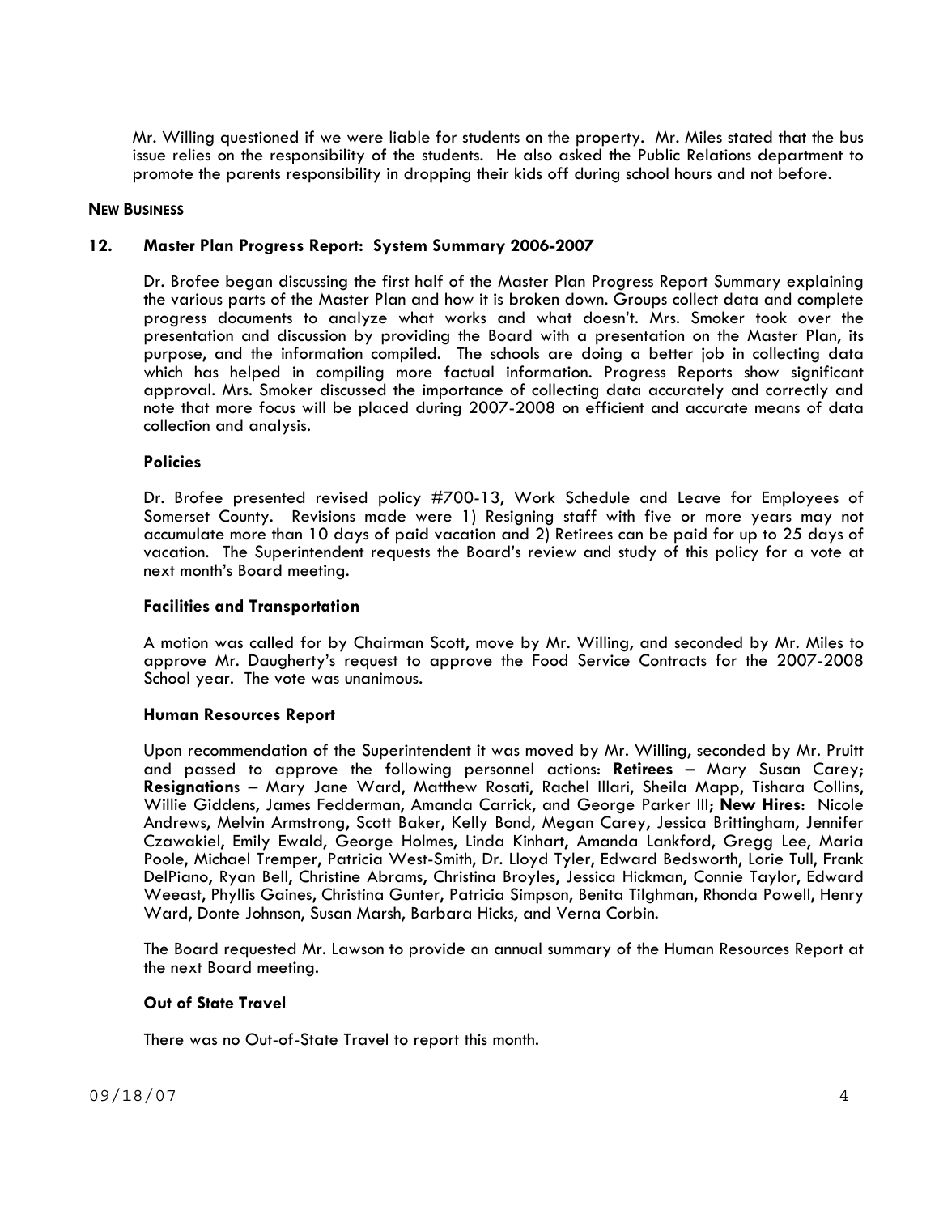Mr. Willing questioned if we were liable for students on the property. Mr. Miles stated that the bus issue relies on the responsibility of the students. He also asked the Public Relations department to promote the parents responsibility in dropping their kids off during school hours and not before.

**NEW BUSINESS**

### 12. Master Plan Progress Report: System Summary 2006-2007

Dr. Brofee began discussing the first half of the Master Plan Progress Report Summary explaining the various parts of the Master Plan and how it is broken down. Groups collect data and complete progress documents to analyze what works and what doesn't. Mrs. Smoker took over the presentation and discussion by providing the Board with a presentation on the Master Plan, its purpose, and the information compiled. The schools are doing a better job in collecting data which has helped in compiling more factual information. Progress Reports show significant approval. Mrs. Smoker discussed the importance of collecting data accurately and correctly and note that more focus will be placed during 2007-2008 on efficient and accurate means of data collection and analysis.

**Policies**

Dr. Brofee presented revised policy #700-13, Work Schedule and Leave for Employees of Somerset County. Revisions made were 1) Resigning staff with five or more years may not accumulate more than 10 days of paid vacation and 2) Retirees can be paid for up to 25 days of vacation. The Superintendent requests the Board's review and study of this policy for a vote at next month's Board meeting.

**Facilities and Transportation**

A motion was called for by Chairman Scott, move by Mr. Willing, and seconded by Mr. Miles to approve Mr. Daugherty's request to approve the Food Service Contracts for the 2007-2008 School year. The vote was unanimous.

**Human Resources Report**

Upon recommendation of the Superintendent it was moved by Mr. Willing, seconded by Mr. Pruitt and passed to approve the following personnel actions: **Retirees** – Mary Susan Carey; **Resignation**s – Mary Jane Ward, Matthew Rosati, Rachel Illari, Sheila Mapp, Tishara Collins, Willie Giddens, James Fedderman, Amanda Carrick, and George Parker III; **New Hires**: Nicole Andrews, Melvin Armstrong, Scott Baker, Kelly Bond, Megan Carey, Jessica Brittingham, Jennifer Czawakiel, Emily Ewald, George Holmes, Linda Kinhart, Amanda Lankford, Gregg Lee, Maria Poole, Michael Tremper, Patricia West-Smith, Dr. Lloyd Tyler, Edward Bedsworth, Lorie Tull, Frank DelPiano, Ryan Bell, Christine Abrams, Christina Broyles, Jessica Hickman, Connie Taylor, Edward Weeast, Phyllis Gaines, Christina Gunter, Patricia Simpson, Benita Tilghman, Rhonda Powell, Henry Ward, Donte Johnson, Susan Marsh, Barbara Hicks, and Verna Corbin.

The Board requested Mr. Lawson to provide an annual summary of the Human Resources Report at the next Board meeting.

**Out of State Travel**

There was no Out-of-State Travel to report this month.

09/18/07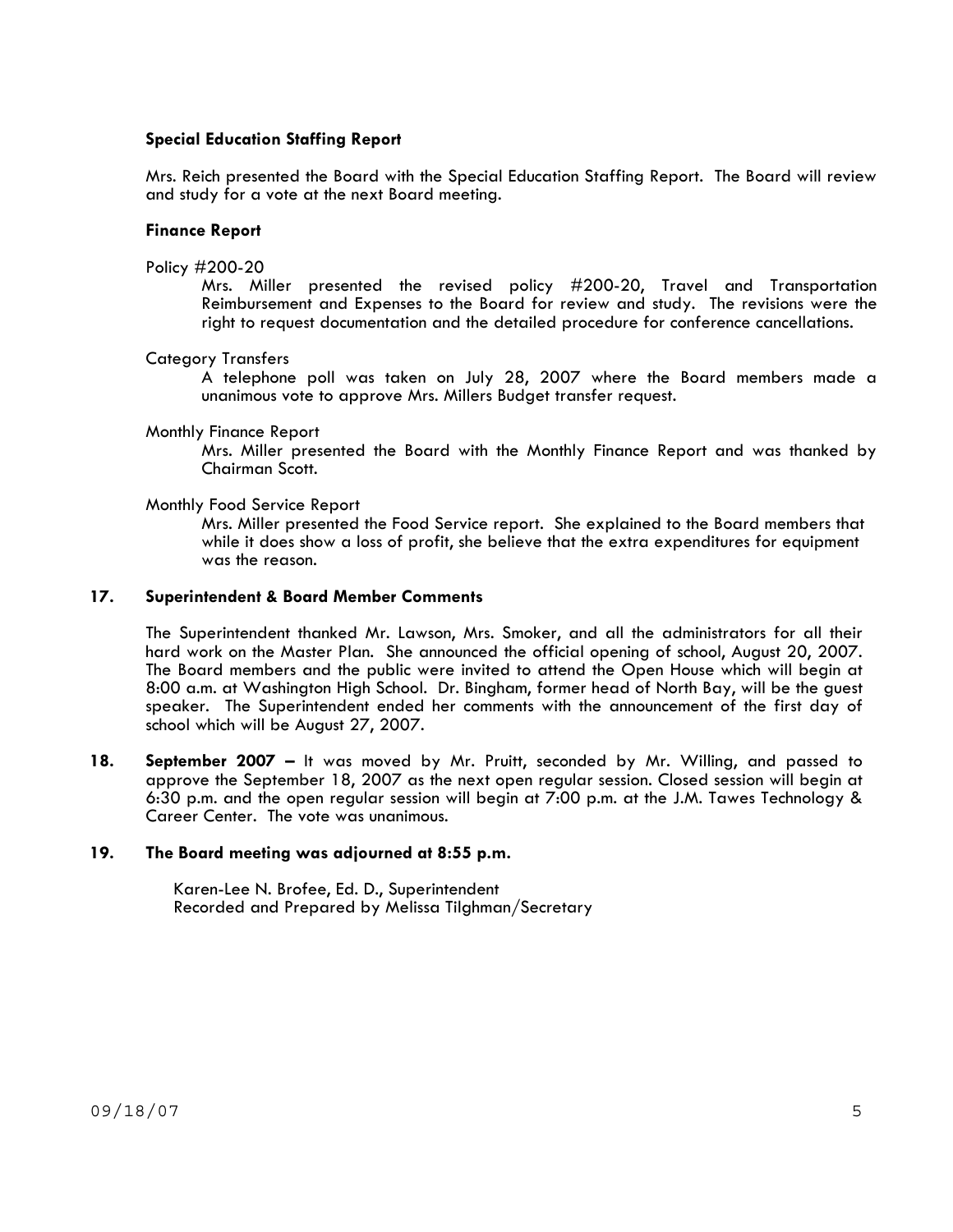**Special Education Staffing Report**

Mrs. Reich presented the Board with the Special Education Staffing Report. The Board will review and study for a vote at the next Board meeting.

**Finance Report**

Policy #200-20

Mrs. Miller presented the revised policy #200-20, Travel and Transportation Reimbursement and Expenses to the Board for review and study. The revisions were the right to request documentation and the detailed procedure for conference cancellations.

Category Transfers

A telephone poll was taken on July 28, 2007 where the Board members made a unanimous vote to approve Mrs. Millers Budget transfer request.

Monthly Finance Report

Mrs. Miller presented the Board with the Monthly Finance Report and was thanked by Chairman Scott.

Monthly Food Service Report

Mrs. Miller presented the Food Service report. She explained to the Board members that while it does show a loss of profit, she believe that the extra expenditures for equipment was the reason.

**17. Superintendent & Board Member Comments**

The Superintendent thanked Mr. Lawson, Mrs. Smoker, and all the administrators for all their hard work on the Master Plan. She announced the official opening of school, August 20, 2007. The Board members and the public were invited to attend the Open House which will begin at 8:00 a.m. at Washington High School. Dr. Bingham, former head of North Bay, will be the guest speaker. The Superintendent ended her comments with the announcement of the first day of school which will be August 27, 2007.

**18. September 2007 –** It was moved by Mr. Pruitt, seconded by Mr. Willing, and passed to approve the September 18, 2007 as the next open regular session. Closed session will begin at 6:30 p.m. and the open regular session will begin at 7:00 p.m. at the J.M. Tawes Technology & Career Center. The vote was unanimous.

**19. The Board meeting was adjourned at 8:55 p.m.**

Karen-Lee N. Brofee, Ed. D., Superintendent
Recorded and Prepared by Melissa Tilghman/Secretary